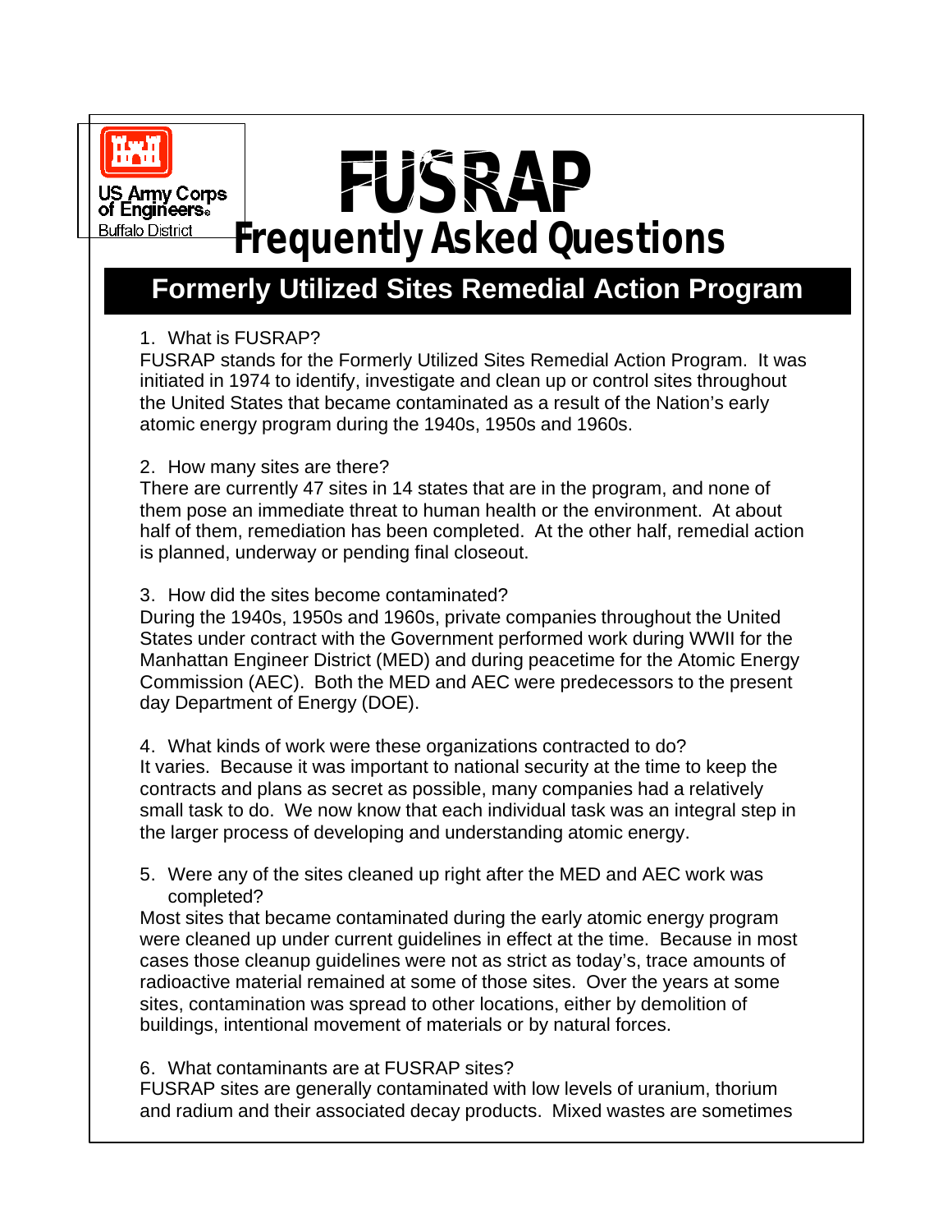US Army Corps of Engineers
Buffalo District

# FUSRAP

## Frequently Asked Questions

## Formerly Utilized Sites Remedial Action Program

1. What is FUSRAP?

FUSRAP stands for the Formerly Utilized Sites Remedial Action Program. It was initiated in 1974 to identify, investigate and clean up or control sites throughout the United States that became contaminated as a result of the Nation's early atomic energy program during the 1940s, 1950s and 1960s.

2. How many sites are there?

There are currently 47 sites in 14 states that are in the program, and none of them pose an immediate threat to human health or the environment. At about half of them, remediation has been completed. At the other half, remedial action is planned, underway or pending final closeout.

3. How did the sites become contaminated?

During the 1940s, 1950s and 1960s, private companies throughout the United States under contract with the Government performed work during WWII for the Manhattan Engineer District (MED) and during peacetime for the Atomic Energy Commission (AEC). Both the MED and AEC were predecessors to the present day Department of Energy (DOE).

4. What kinds of work were these organizations contracted to do?

It varies. Because it was important to national security at the time to keep the contracts and plans as secret as possible, many companies had a relatively small task to do. We now know that each individual task was an integral step in the larger process of developing and understanding atomic energy.

5. Were any of the sites cleaned up right after the MED and AEC work was completed?

Most sites that became contaminated during the early atomic energy program were cleaned up under current guidelines in effect at the time. Because in most cases those cleanup guidelines were not as strict as today's, trace amounts of radioactive material remained at some of those sites. Over the years at some sites, contamination was spread to other locations, either by demolition of buildings, intentional movement of materials or by natural forces.

6. What contaminants are at FUSRAP sites?

FUSRAP sites are generally contaminated with low levels of uranium, thorium and radium and their associated decay products. Mixed wastes are sometimes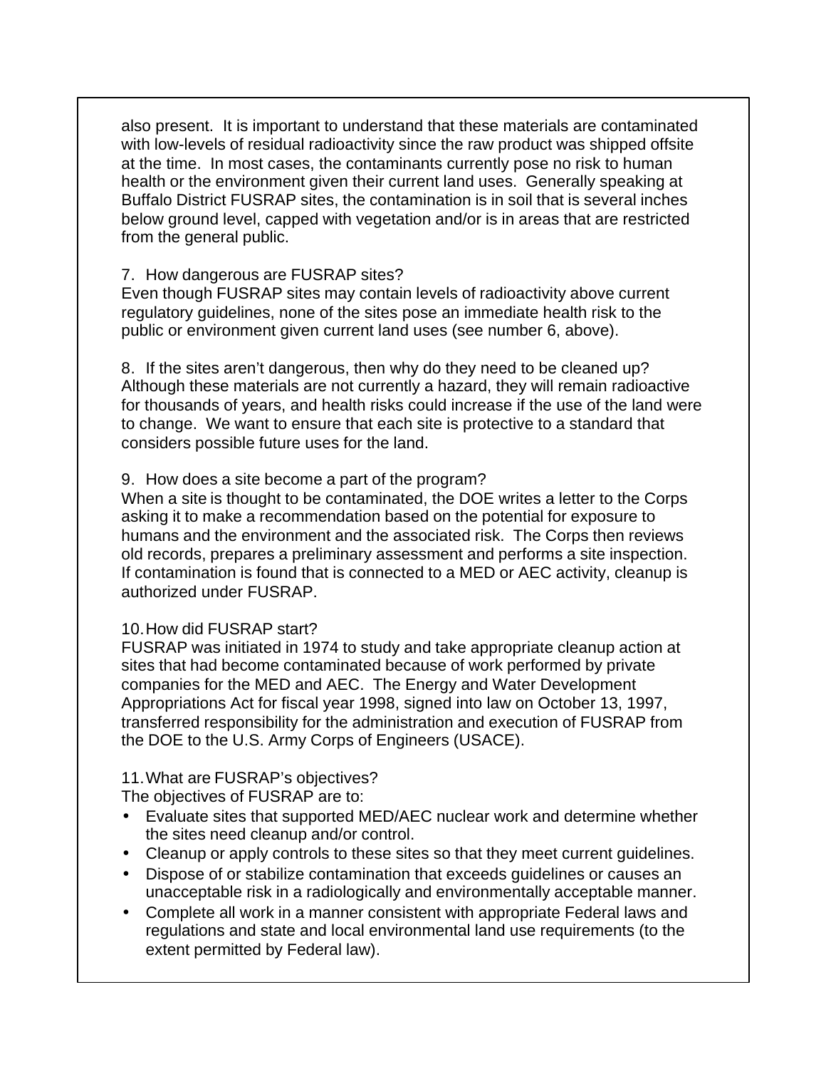also present. It is important to understand that these materials are contaminated with low-levels of residual radioactivity since the raw product was shipped offsite at the time. In most cases, the contaminants currently pose no risk to human health or the environment given their current land uses. Generally speaking at Buffalo District FUSRAP sites, the contamination is in soil that is several inches below ground level, capped with vegetation and/or is in areas that are restricted from the general public.

7. How dangerous are FUSRAP sites?
Even though FUSRAP sites may contain levels of radioactivity above current regulatory guidelines, none of the sites pose an immediate health risk to the public or environment given current land uses (see number 6, above).

8. If the sites aren't dangerous, then why do they need to be cleaned up?
Although these materials are not currently a hazard, they will remain radioactive for thousands of years, and health risks could increase if the use of the land were to change. We want to ensure that each site is protective to a standard that considers possible future uses for the land.

9. How does a site become a part of the program?
When a site is thought to be contaminated, the DOE writes a letter to the Corps asking it to make a recommendation based on the potential for exposure to humans and the environment and the associated risk. The Corps then reviews old records, prepares a preliminary assessment and performs a site inspection. If contamination is found that is connected to a MED or AEC activity, cleanup is authorized under FUSRAP.

10. How did FUSRAP start?
FUSRAP was initiated in 1974 to study and take appropriate cleanup action at sites that had become contaminated because of work performed by private companies for the MED and AEC. The Energy and Water Development Appropriations Act for fiscal year 1998, signed into law on October 13, 1997, transferred responsibility for the administration and execution of FUSRAP from the DOE to the U.S. Army Corps of Engineers (USACE).

11. What are FUSRAP's objectives?
The objectives of FUSRAP are to:

- Evaluate sites that supported MED/AEC nuclear work and determine whether the sites need cleanup and/or control.
- Cleanup or apply controls to these sites so that they meet current guidelines.
- Dispose of or stabilize contamination that exceeds guidelines or causes an unacceptable risk in a radiologically and environmentally acceptable manner.
- Complete all work in a manner consistent with appropriate Federal laws and regulations and state and local environmental land use requirements (to the extent permitted by Federal law).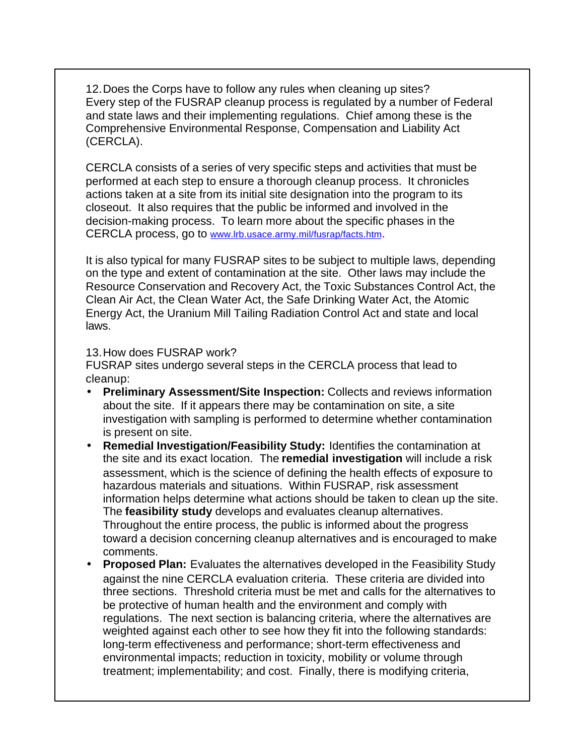12. Does the Corps have to follow any rules when cleaning up sites?
Every step of the FUSRAP cleanup process is regulated by a number of Federal and state laws and their implementing regulations. Chief among these is the Comprehensive Environmental Response, Compensation and Liability Act (CERCLA).

CERCLA consists of a series of very specific steps and activities that must be performed at each step to ensure a thorough cleanup process. It chronicles actions taken at a site from its initial site designation into the program to its closeout. It also requires that the public be informed and involved in the decision-making process. To learn more about the specific phases in the CERCLA process, go to www.lrb.usace.army.mil/fusrap/facts.htm.

It is also typical for many FUSRAP sites to be subject to multiple laws, depending on the type and extent of contamination at the site. Other laws may include the Resource Conservation and Recovery Act, the Toxic Substances Control Act, the Clean Air Act, the Clean Water Act, the Safe Drinking Water Act, the Atomic Energy Act, the Uranium Mill Tailing Radiation Control Act and state and local laws.

13. How does FUSRAP work?
FUSRAP sites undergo several steps in the CERCLA process that lead to cleanup:

- **Preliminary Assessment/Site Inspection:** Collects and reviews information about the site. If it appears there may be contamination on site, a site investigation with sampling is performed to determine whether contamination is present on site.
- **Remedial Investigation/Feasibility Study:** Identifies the contamination at the site and its exact location. The **remedial investigation** will include a risk assessment, which is the science of defining the health effects of exposure to hazardous materials and situations. Within FUSRAP, risk assessment information helps determine what actions should be taken to clean up the site. The **feasibility study** develops and evaluates cleanup alternatives. Throughout the entire process, the public is informed about the progress toward a decision concerning cleanup alternatives and is encouraged to make comments.
- **Proposed Plan:** Evaluates the alternatives developed in the Feasibility Study against the nine CERCLA evaluation criteria. These criteria are divided into three sections. Threshold criteria must be met and calls for the alternatives to be protective of human health and the environment and comply with regulations. The next section is balancing criteria, where the alternatives are weighted against each other to see how they fit into the following standards: long-term effectiveness and performance; short-term effectiveness and environmental impacts; reduction in toxicity, mobility or volume through treatment; implementability; and cost. Finally, there is modifying criteria,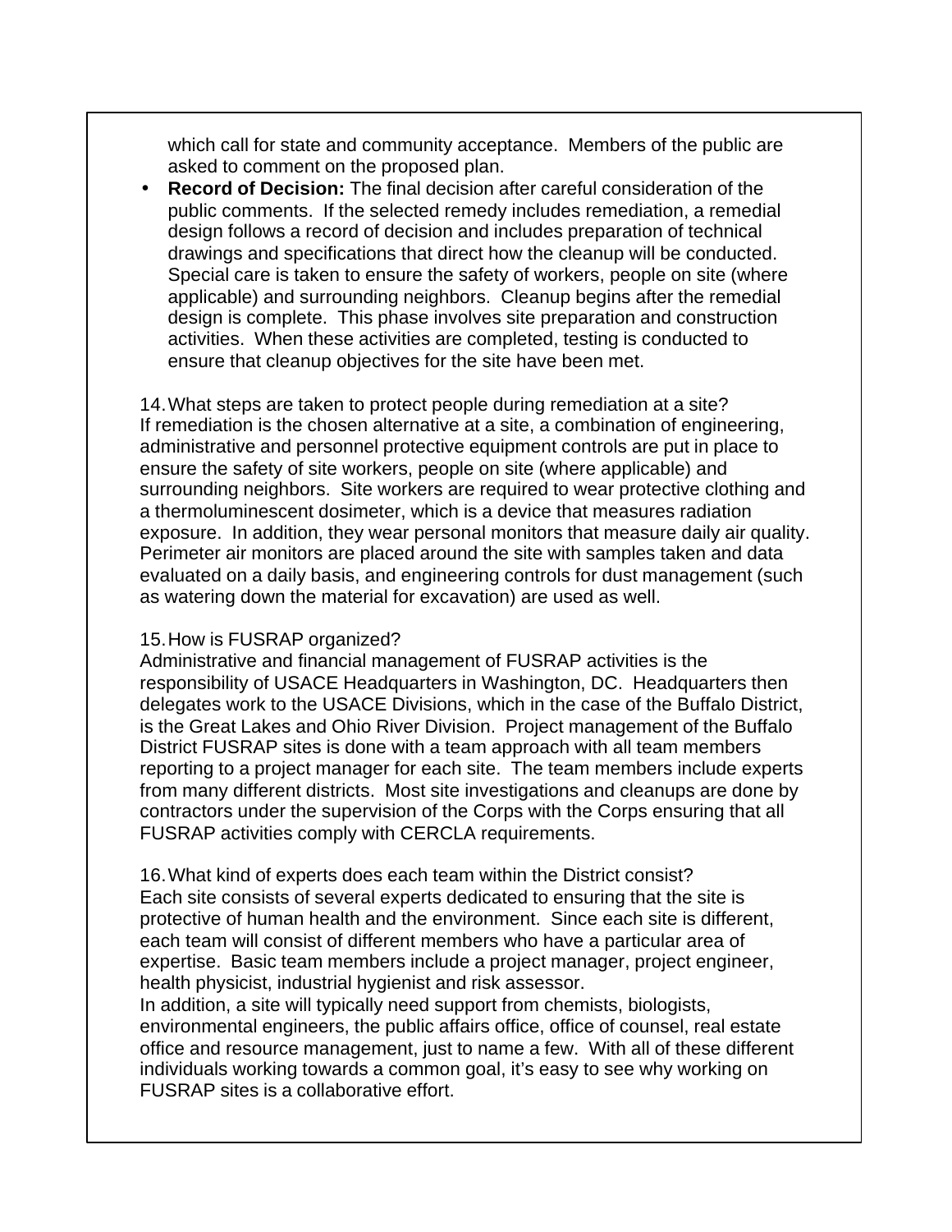which call for state and community acceptance. Members of the public are asked to comment on the proposed plan.

- **Record of Decision:** The final decision after careful consideration of the public comments. If the selected remedy includes remediation, a remedial design follows a record of decision and includes preparation of technical drawings and specifications that direct how the cleanup will be conducted. Special care is taken to ensure the safety of workers, people on site (where applicable) and surrounding neighbors. Cleanup begins after the remedial design is complete. This phase involves site preparation and construction activities. When these activities are completed, testing is conducted to ensure that cleanup objectives for the site have been met.

14. What steps are taken to protect people during remediation at a site?

If remediation is the chosen alternative at a site, a combination of engineering, administrative and personnel protective equipment controls are put in place to ensure the safety of site workers, people on site (where applicable) and surrounding neighbors. Site workers are required to wear protective clothing and a thermoluminescent dosimeter, which is a device that measures radiation exposure. In addition, they wear personal monitors that measure daily air quality. Perimeter air monitors are placed around the site with samples taken and data evaluated on a daily basis, and engineering controls for dust management (such as watering down the material for excavation) are used as well.

15. How is FUSRAP organized?

Administrative and financial management of FUSRAP activities is the responsibility of USACE Headquarters in Washington, DC. Headquarters then delegates work to the USACE Divisions, which in the case of the Buffalo District, is the Great Lakes and Ohio River Division. Project management of the Buffalo District FUSRAP sites is done with a team approach with all team members reporting to a project manager for each site. The team members include experts from many different districts. Most site investigations and cleanups are done by contractors under the supervision of the Corps with the Corps ensuring that all FUSRAP activities comply with CERCLA requirements.

16. What kind of experts does each team within the District consist?

Each site consists of several experts dedicated to ensuring that the site is protective of human health and the environment. Since each site is different, each team will consist of different members who have a particular area of expertise. Basic team members include a project manager, project engineer, health physicist, industrial hygienist and risk assessor.

In addition, a site will typically need support from chemists, biologists, environmental engineers, the public affairs office, office of counsel, real estate office and resource management, just to name a few. With all of these different individuals working towards a common goal, it's easy to see why working on FUSRAP sites is a collaborative effort.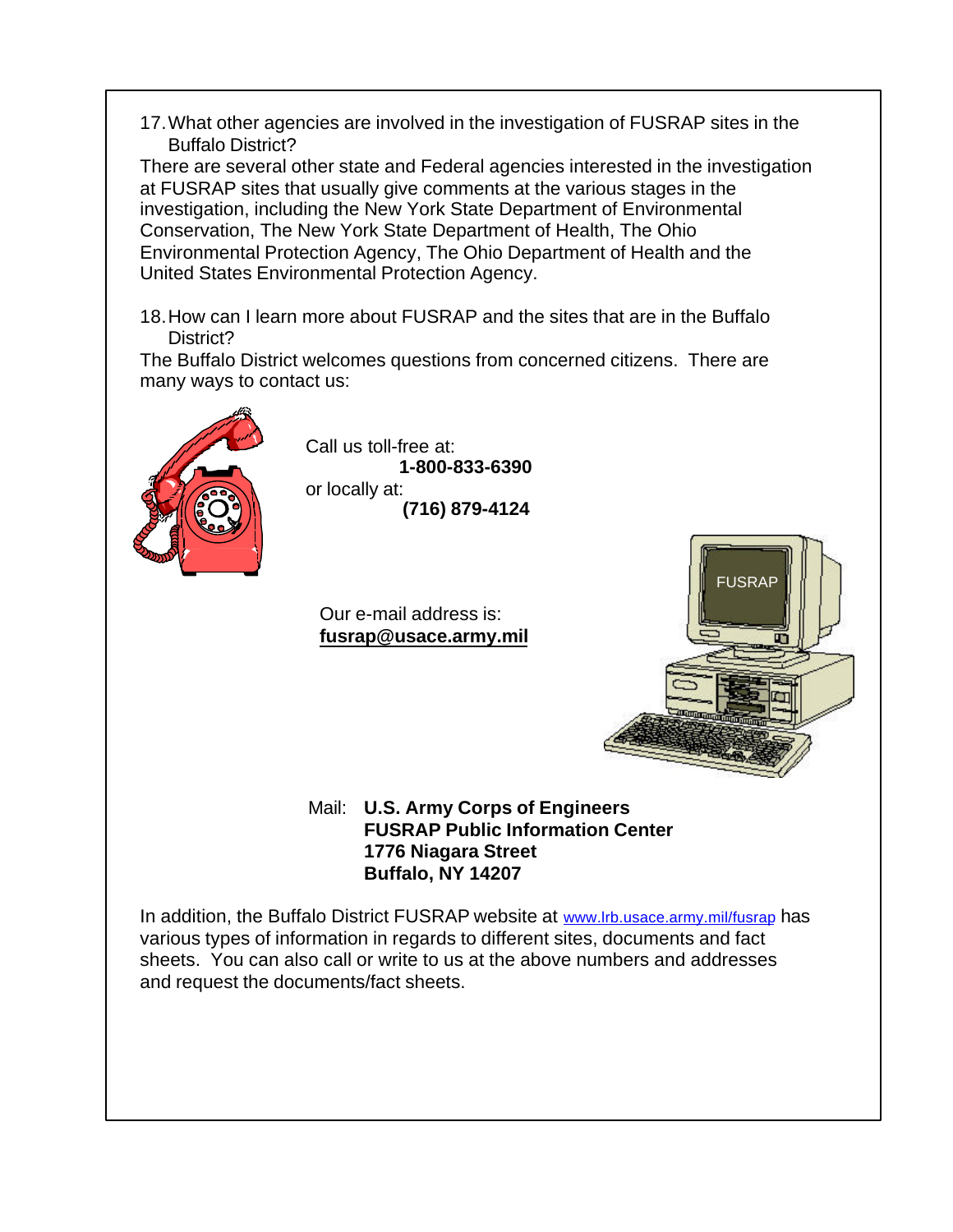17. What other agencies are involved in the investigation of FUSRAP sites in the Buffalo District?

There are several other state and Federal agencies interested in the investigation at FUSRAP sites that usually give comments at the various stages in the investigation, including the New York State Department of Environmental Conservation, The New York State Department of Health, The Ohio Environmental Protection Agency, The Ohio Department of Health and the United States Environmental Protection Agency.

18. How can I learn more about FUSRAP and the sites that are in the Buffalo District?

The Buffalo District welcomes questions from concerned citizens. There are many ways to contact us:

Call us toll-free at:
**1-800-833-6390**
or locally at:
**(716) 879-4124**

Our e-mail address is:
**fusrap@usace.army.mil**

FUSRAP

Mail: **U.S. Army Corps of Engineers**
**FUSRAP Public Information Center**
**1776 Niagara Street**
**Buffalo, NY 14207**

In addition, the Buffalo District FUSRAP website at www.lrb.usace.army.mil/fusrap has various types of information in regards to different sites, documents and fact sheets. You can also call or write to us at the above numbers and addresses and request the documents/fact sheets.